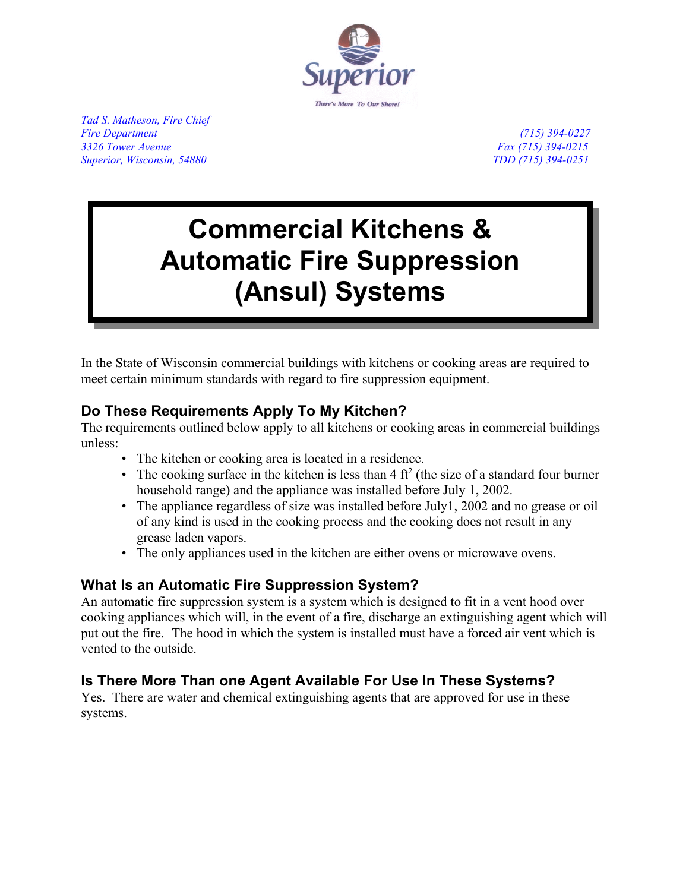Superior

*There's More To Our Shore!*

*Tad S. Matheson, Fire Chief*
*Fire Department*
*3326 Tower Avenue*
*Superior, Wisconsin, 54880*

*(715) 394-0227*
*Fax (715) 394-0215*
*TDD (715) 394-0251*

# Commercial Kitchens & Automatic Fire Suppression (Ansul) Systems

In the State of Wisconsin commercial buildings with kitchens or cooking areas are required to meet certain minimum standards with regard to fire suppression equipment.

## Do These Requirements Apply To My Kitchen?

The requirements outlined below apply to all kitchens or cooking areas in commercial buildings unless:

- The kitchen or cooking area is located in a residence.
- The cooking surface in the kitchen is less than 4 $ft^2$ (the size of a standard four burner household range) and the appliance was installed before July 1, 2002.
- The appliance regardless of size was installed before July1, 2002 and no grease or oil of any kind is used in the cooking process and the cooking does not result in any grease laden vapors.
- The only appliances used in the kitchen are either ovens or microwave ovens.

## What Is an Automatic Fire Suppression System?

An automatic fire suppression system is a system which is designed to fit in a vent hood over cooking appliances which will, in the event of a fire, discharge an extinguishing agent which will put out the fire. The hood in which the system is installed must have a forced air vent which is vented to the outside.

## Is There More Than one Agent Available For Use In These Systems?

Yes. There are water and chemical extinguishing agents that are approved for use in these systems.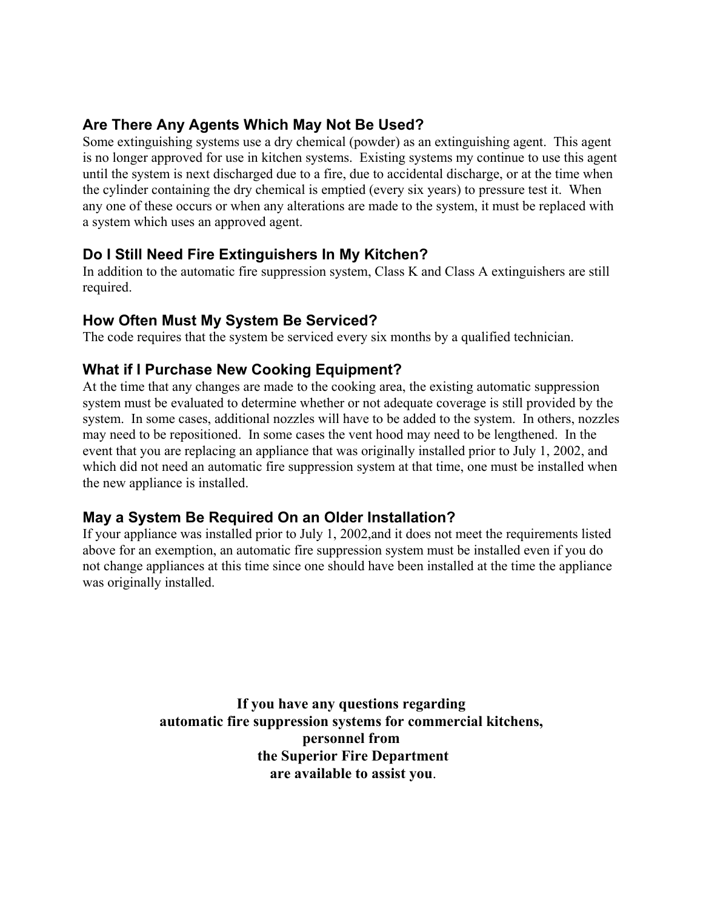## Are There Any Agents Which May Not Be Used?

Some extinguishing systems use a dry chemical (powder) as an extinguishing agent. This agent is no longer approved for use in kitchen systems. Existing systems my continue to use this agent until the system is next discharged due to a fire, due to accidental discharge, or at the time when the cylinder containing the dry chemical is emptied (every six years) to pressure test it. When any one of these occurs or when any alterations are made to the system, it must be replaced with a system which uses an approved agent.

## Do I Still Need Fire Extinguishers In My Kitchen?

In addition to the automatic fire suppression system, Class K and Class A extinguishers are still required.

## How Often Must My System Be Serviced?

The code requires that the system be serviced every six months by a qualified technician.

## What if I Purchase New Cooking Equipment?

At the time that any changes are made to the cooking area, the existing automatic suppression system must be evaluated to determine whether or not adequate coverage is still provided by the system. In some cases, additional nozzles will have to be added to the system. In others, nozzles may need to be repositioned. In some cases the vent hood may need to be lengthened. In the event that you are replacing an appliance that was originally installed prior to July 1, 2002, and which did not need an automatic fire suppression system at that time, one must be installed when the new appliance is installed.

## May a System Be Required On an Older Installation?

If your appliance was installed prior to July 1, 2002,and it does not meet the requirements listed above for an exemption, an automatic fire suppression system must be installed even if you do not change appliances at this time since one should have been installed at the time the appliance was originally installed.

**If you have any questions regarding automatic fire suppression systems for commercial kitchens, personnel from the Superior Fire Department are available to assist you**.